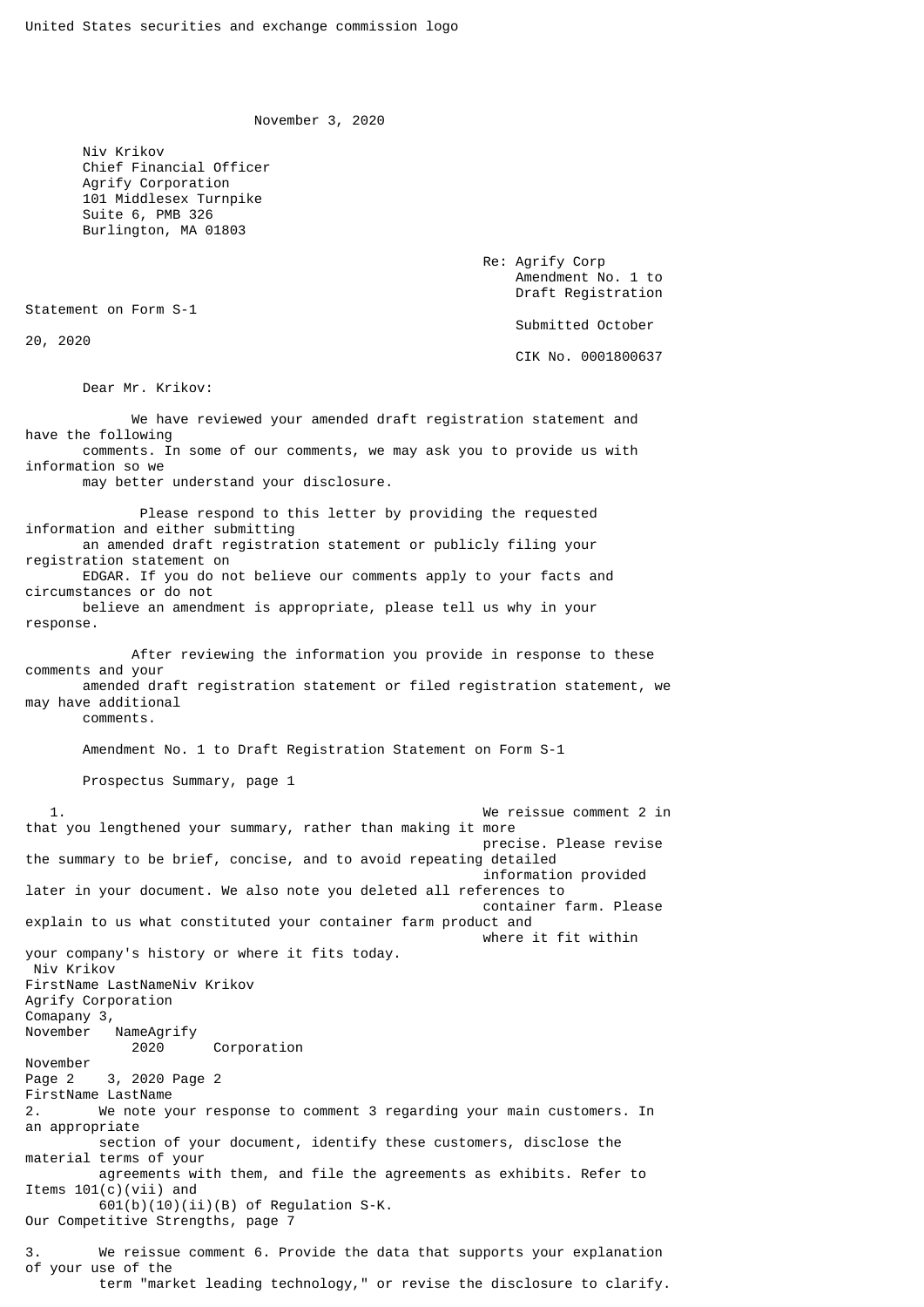United States securities and exchange commission logo

November 3, 2020

Niv Krikov
Chief Financial Officer
Agrify Corporation
101 Middlesex Turnpike
Suite 6, PMB 326
Burlington, MA 01803

Re: Agrify Corp
Amendment No. 1 to
Draft Registration Statement on Form S-1
Submitted October 20, 2020
CIK No. 0001800637

Dear Mr. Krikov:

We have reviewed your amended draft registration statement and have the following comments. In some of our comments, we may ask you to provide us with information so we may better understand your disclosure.

Please respond to this letter by providing the requested information and either submitting an amended draft registration statement or publicly filing your registration statement on EDGAR. If you do not believe our comments apply to your facts and circumstances or do not believe an amendment is appropriate, please tell us why in your response.

After reviewing the information you provide in response to these comments and your amended draft registration statement or filed registration statement, we may have additional comments.

Amendment No. 1 to Draft Registration Statement on Form S-1

Prospectus Summary, page 1

1. We reissue comment 2 in that you lengthened your summary, rather than making it more precise. Please revise the summary to be brief, concise, and to avoid repeating detailed information provided later in your document. We also note you deleted all references to container farm. Please explain to us what constituted your container farm product and where it fit within your company's history or where it fits today.

2. We note your response to comment 3 regarding your main customers. In an appropriate section of your document, identify these customers, disclose the material terms of your agreements with them, and file the agreements as exhibits. Refer to Items 101(c)(vii) and 601(b)(10)(ii)(B) of Regulation S-K.

Our Competitive Strengths, page 7

3. We reissue comment 6. Provide the data that supports your explanation of your use of the term "market leading technology," or revise the disclosure to clarify.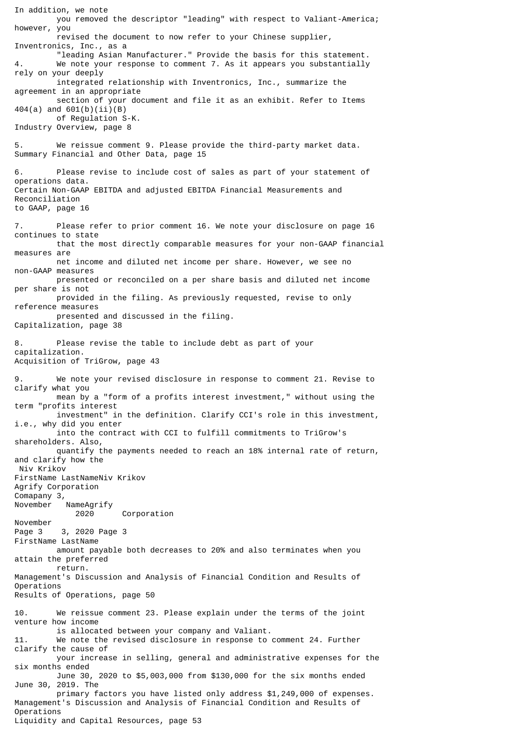In addition, we note you removed the descriptor "leading" with respect to Valiant-America; however, you revised the document to now refer to your Chinese supplier, Inventronics, Inc., as a "leading Asian Manufacturer." Provide the basis for this statement.

4. We note your response to comment 7. As it appears you substantially rely on your deeply integrated relationship with Inventronics, Inc., summarize the agreement in an appropriate section of your document and file it as an exhibit. Refer to Items 404(a) and 601(b)(ii)(B) of Regulation S-K.

Industry Overview, page 8

5. We reissue comment 9. Please provide the third-party market data.

Summary Financial and Other Data, page 15

6. Please revise to include cost of sales as part of your statement of operations data.

Certain Non-GAAP EBITDA and adjusted EBITDA Financial Measurements and Reconciliation to GAAP, page 16

7. Please refer to prior comment 16. We note your disclosure on page 16 continues to state that the most directly comparable measures for your non-GAAP financial measures are net income and diluted net income per share. However, we see no non-GAAP measures presented or reconciled on a per share basis and diluted net income per share is not provided in the filing. As previously requested, revise to only reference measures presented and discussed in the filing.

Capitalization, page 38

8. Please revise the table to include debt as part of your capitalization.

Acquisition of TriGrow, page 43

9. We note your revised disclosure in response to comment 21. Revise to clarify what you mean by a "form of a profits interest investment," without using the term "profits interest investment" in the definition. Clarify CCI's role in this investment, i.e., why did you enter into the contract with CCI to fulfill commitments to TriGrow's shareholders. Also, quantify the payments needed to reach an 18% internal rate of return, and clarify how the amount payable both decreases to 20% and also terminates when you attain the preferred return.

Management's Discussion and Analysis of Financial Condition and Results of Operations

Results of Operations, page 50

10. We reissue comment 23. Please explain under the terms of the joint venture how income is allocated between your company and Valiant.

11. We note the revised disclosure in response to comment 24. Further clarify the cause of your increase in selling, general and administrative expenses for the six months ended June 30, 2020 to $5,003,000 from $130,000 for the six months ended June 30, 2019. The primary factors you have listed only address $1,249,000 of expenses.

Management's Discussion and Analysis of Financial Condition and Results of Operations

Liquidity and Capital Resources, page 53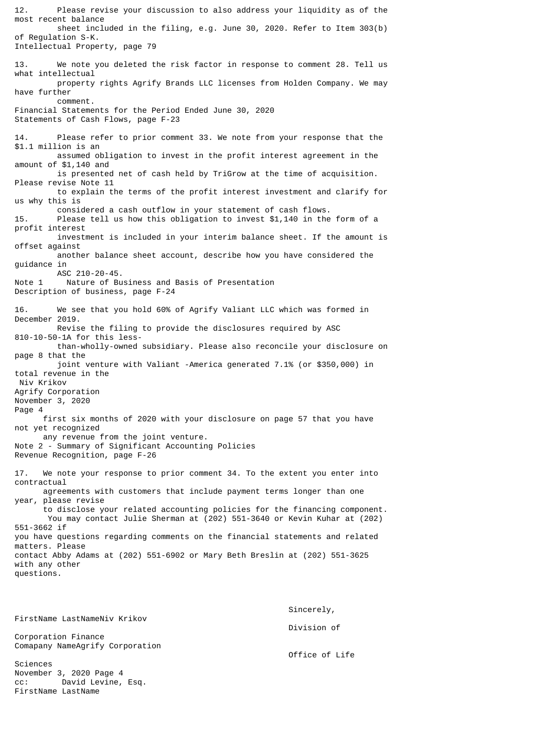12. Please revise your discussion to also address your liquidity as of the most recent balance sheet included in the filing, e.g. June 30, 2020. Refer to Item 303(b) of Regulation S-K.

Intellectual Property, page 79

13. We note you deleted the risk factor in response to comment 28. Tell us what intellectual property rights Agrify Brands LLC licenses from Holden Company. We may have further comment.

Financial Statements for the Period Ended June 30, 2020
Statements of Cash Flows, page F-23

14. Please refer to prior comment 33. We note from your response that the $1.1 million is an assumed obligation to invest in the profit interest agreement in the amount of $1,140 and is presented net of cash held by TriGrow at the time of acquisition. Please revise Note 11 to explain the terms of the profit interest investment and clarify for us why this is considered a cash outflow in your statement of cash flows.

15. Please tell us how this obligation to invest $1,140 in the form of a profit interest investment is included in your interim balance sheet. If the amount is offset against another balance sheet account, describe how you have considered the guidance in ASC 210-20-45.

Note 1 Nature of Business and Basis of Presentation
Description of business, page F-24

16. We see that you hold 60% of Agrify Valiant LLC which was formed in December 2019. Revise the filing to provide the disclosures required by ASC 810-10-50-1A for this less-than-wholly-owned subsidiary. Please also reconcile your disclosure on page 8 that the joint venture with Valiant -America generated 7.1% (or $350,000) in total revenue in the first six months of 2020 with your disclosure on page 57 that you have not yet recognized any revenue from the joint venture.

Note 2 - Summary of Significant Accounting Policies
Revenue Recognition, page F-26

17. We note your response to prior comment 34. To the extent you enter into contractual agreements with customers that include payment terms longer than one year, please revise to disclose your related accounting policies for the financing component.

You may contact Julie Sherman at (202) 551-3640 or Kevin Kuhar at (202) 551-3662 if you have questions regarding comments on the financial statements and related matters. Please contact Abby Adams at (202) 551-6902 or Mary Beth Breslin at (202) 551-3625 with any other questions.

Sincerely,

Division of Corporation Finance
Office of Life Sciences

cc: David Levine, Esq.